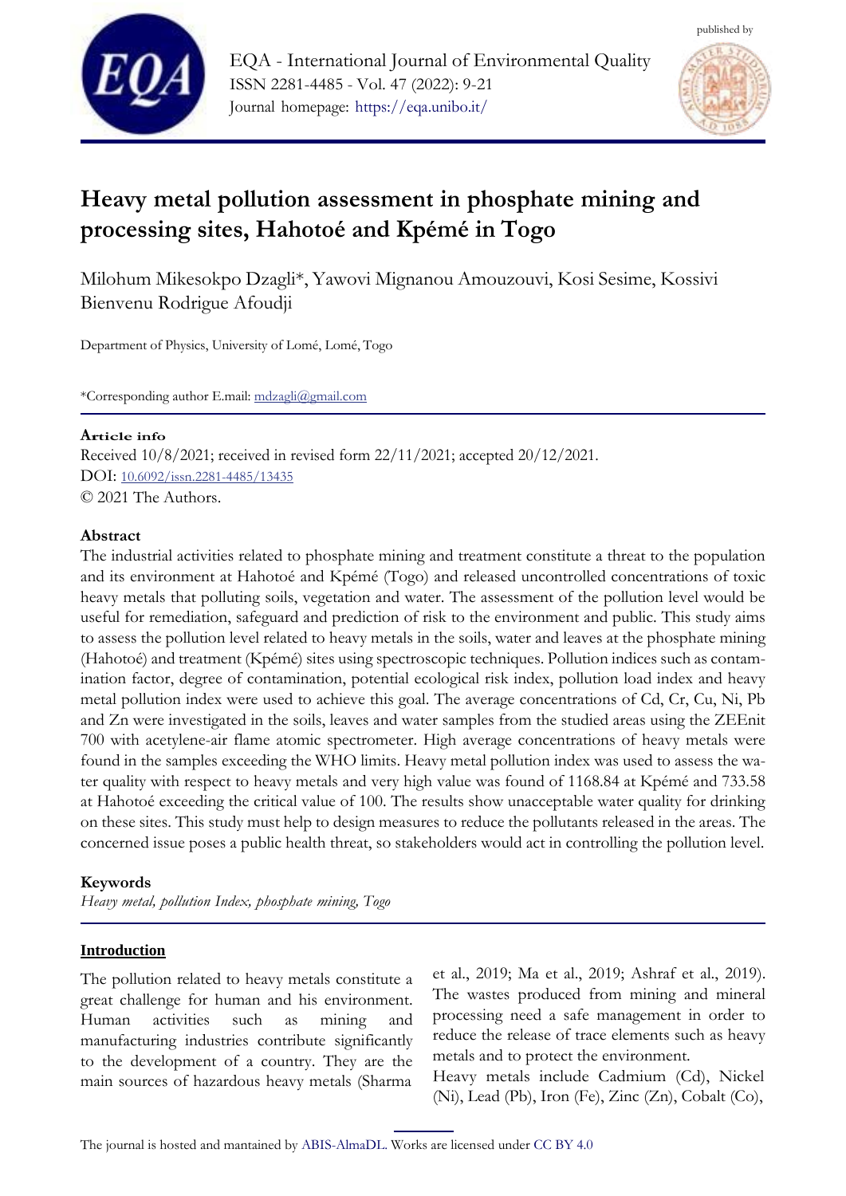# Heavy metal pollution assessment in phosphate mining and processing sites, Hahotoé and Kpémé in Togo

Milohum Mikesokpo Dzagli*, Yawovi Mignanou Amouzouvi, Kosi Sesime, Kossivi Bienvenu Rodrigue Afoudji

Department of Physics, University of Lomé, Lomé, Togo

*Corresponding author E.mail: mdzagli@gmail.com

**Article info**

Received 10/8/2021; received in revised form 22/11/2021; accepted 20/12/2021.
DOI: 10.6092/issn.2281-4485/13435
© 2021 The Authors.

## Abstract

The industrial activities related to phosphate mining and treatment constitute a threat to the population and its environment at Hahotoé and Kpémé (Togo) and released uncontrolled concentrations of toxic heavy metals that polluting soils, vegetation and water. The assessment of the pollution level would be useful for remediation, safeguard and prediction of risk to the environment and public. This study aims to assess the pollution level related to heavy metals in the soils, water and leaves at the phosphate mining (Hahotoé) and treatment (Kpémé) sites using spectroscopic techniques. Pollution indices such as contamination factor, degree of contamination, potential ecological risk index, pollution load index and heavy metal pollution index were used to achieve this goal. The average concentrations of Cd, Cr, Cu, Ni, Pb and Zn were investigated in the soils, leaves and water samples from the studied areas using the ZEEnit 700 with acetylene-air flame atomic spectrometer. High average concentrations of heavy metals were found in the samples exceeding the WHO limits. Heavy metal pollution index was used to assess the water quality with respect to heavy metals and very high value was found of 1168.84 at Kpémé and 733.58 at Hahotoé exceeding the critical value of 100. The results show unacceptable water quality for drinking on these sites. This study must help to design measures to reduce the pollutants released in the areas. The concerned issue poses a public health threat, so stakeholders would act in controlling the pollution level.

**Keywords**

*Heavy metal, pollution Index, phosphate mining, Togo*

## Introduction

The pollution related to heavy metals constitute a great challenge for human and his environment. Human activities such as mining and manufacturing industries contribute significantly to the development of a country. They are the main sources of hazardous heavy metals (Sharma et al., 2019; Ma et al., 2019; Ashraf et al., 2019). The wastes produced from mining and mineral processing need a safe management in order to reduce the release of trace elements such as heavy metals and to protect the environment.

Heavy metals include Cadmium (Cd), Nickel (Ni), Lead (Pb), Iron (Fe), Zinc (Zn), Cobalt (Co),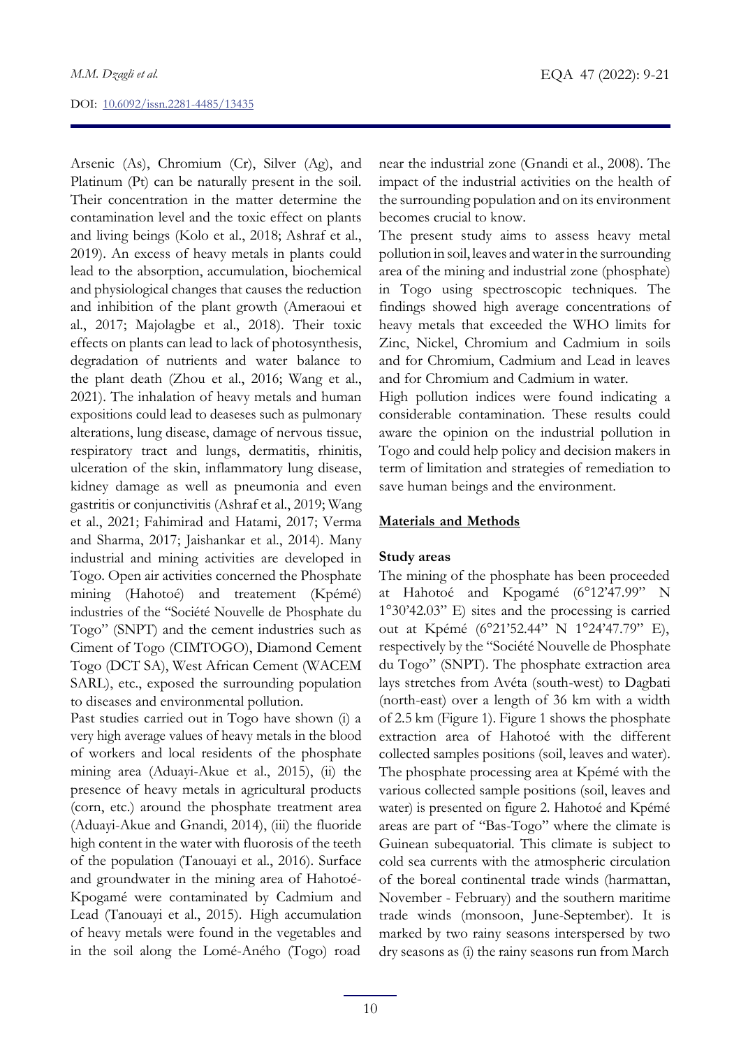Arsenic (As), Chromium (Cr), Silver (Ag), and Platinum (Pt) can be naturally present in the soil. Their concentration in the matter determine the contamination level and the toxic effect on plants and living beings (Kolo et al., 2018; Ashraf et al., 2019). An excess of heavy metals in plants could lead to the absorption, accumulation, biochemical and physiological changes that causes the reduction and inhibition of the plant growth (Ameraoui et al., 2017; Majolagbe et al., 2018). Their toxic effects on plants can lead to lack of photosynthesis, degradation of nutrients and water balance to the plant death (Zhou et al., 2016; Wang et al., 2021). The inhalation of heavy metals and human expositions could lead to deaseses such as pulmonary alterations, lung disease, damage of nervous tissue, respiratory tract and lungs, dermatitis, rhinitis, ulceration of the skin, inflammatory lung disease, kidney damage as well as pneumonia and even gastritis or conjunctivitis (Ashraf et al., 2019; Wang et al., 2021; Fahimirad and Hatami, 2017; Verma and Sharma, 2017; Jaishankar et al., 2014). Many industrial and mining activities are developed in Togo. Open air activities concerned the Phosphate mining (Hahotoé) and treatement (Kpémé) industries of the "Société Nouvelle de Phosphate du Togo" (SNPT) and the cement industries such as Ciment of Togo (CIMTOGO), Diamond Cement Togo (DCT SA), West African Cement (WACEM SARL), etc., exposed the surrounding population to diseases and environmental pollution.

Past studies carried out in Togo have shown (i) a very high average values of heavy metals in the blood of workers and local residents of the phosphate mining area (Aduayi-Akue et al., 2015), (ii) the presence of heavy metals in agricultural products (corn, etc.) around the phosphate treatment area (Aduayi-Akue and Gnandi, 2014), (iii) the fluoride high content in the water with fluorosis of the teeth of the population (Tanouayi et al., 2016). Surface and groundwater in the mining area of Hahotoé-Kpogamé were contaminated by Cadmium and Lead (Tanouayi et al., 2015). High accumulation of heavy metals were found in the vegetables and in the soil along the Lomé-Aného (Togo) road near the industrial zone (Gnandi et al., 2008). The impact of the industrial activities on the health of the surrounding population and on its environment becomes crucial to know.

The present study aims to assess heavy metal pollution in soil, leaves and water in the surrounding area of the mining and industrial zone (phosphate) in Togo using spectroscopic techniques. The findings showed high average concentrations of heavy metals that exceeded the WHO limits for Zinc, Nickel, Chromium and Cadmium in soils and for Chromium, Cadmium and Lead in leaves and for Chromium and Cadmium in water.

High pollution indices were found indicating a considerable contamination. These results could aware the opinion on the industrial pollution in Togo and could help policy and decision makers in term of limitation and strategies of remediation to save human beings and the environment.

## Materials and Methods

### Study areas

The mining of the phosphate has been proceeded at Hahotoé and Kpogamé (6°12'47.99" N 1°30'42.03" E) sites and the processing is carried out at Kpémé (6°21'52.44" N 1°24'47.79" E), respectively by the "Société Nouvelle de Phosphate du Togo" (SNPT). The phosphate extraction area lays stretches from Avéta (south-west) to Dagbati (north-east) over a length of 36 km with a width of 2.5 km (Figure 1). Figure 1 shows the phosphate extraction area of Hahotoé with the different collected samples positions (soil, leaves and water). The phosphate processing area at Kpémé with the various collected sample positions (soil, leaves and water) is presented on figure 2. Hahotoé and Kpémé areas are part of "Bas-Togo" where the climate is Guinean subequatorial. This climate is subject to cold sea currents with the atmospheric circulation of the boreal continental trade winds (harmattan, November - February) and the southern maritime trade winds (monsoon, June-September). It is marked by two rainy seasons interspersed by two dry seasons as (i) the rainy seasons run from March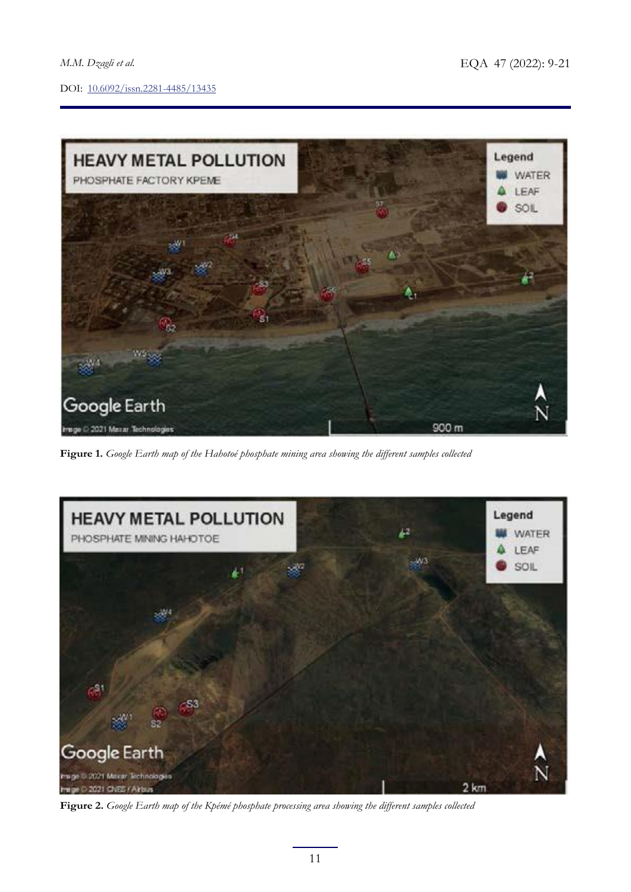**Figure 1.** *Google Earth map of the Hahotoé phosphate mining area showing the different samples collected*

**Figure 2.** *Google Earth map of the Kpémé phosphate processing area showing the different samples collected*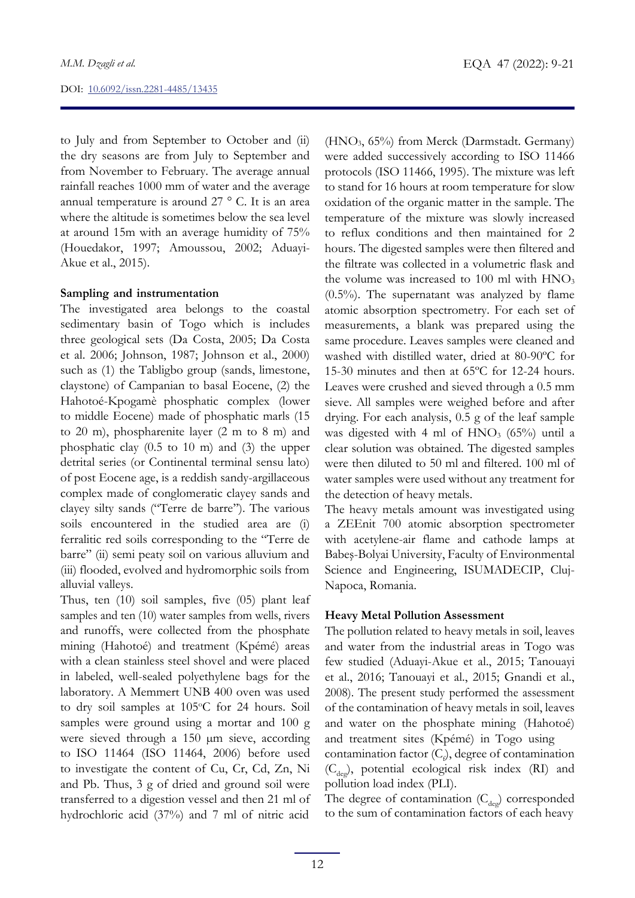to July and from September to October and (ii) the dry seasons are from July to September and from November to February. The average annual rainfall reaches 1000 mm of water and the average annual temperature is around 27 ° C. It is an area where the altitude is sometimes below the sea level at around 15m with an average humidity of 75% (Houedakor, 1997; Amoussou, 2002; Aduayi-Akue et al., 2015).

**Sampling and instrumentation**

The investigated area belongs to the coastal sedimentary basin of Togo which is includes three geological sets (Da Costa, 2005; Da Costa et al. 2006; Johnson, 1987; Johnson et al., 2000) such as (1) the Tabligbo group (sands, limestone, claystone) of Campanian to basal Eocene, (2) the Hahotoé-Kpogamè phosphatic complex (lower to middle Eocene) made of phosphatic marls (15 to 20 m), phospharenite layer (2 m to 8 m) and phosphatic clay (0.5 to 10 m) and (3) the upper detrital series (or Continental terminal sensu lato) of post Eocene age, is a reddish sandy-argillaceous complex made of conglomeratic clayey sands and clayey silty sands ("Terre de barre"). The various soils encountered in the studied area are (i) ferralitic red soils corresponding to the "Terre de barre" (ii) semi peaty soil on various alluvium and (iii) flooded, evolved and hydromorphic soils from alluvial valleys.

Thus, ten (10) soil samples, five (05) plant leaf samples and ten (10) water samples from wells, rivers and runoffs, were collected from the phosphate mining (Hahotoé) and treatment (Kpémé) areas with a clean stainless steel shovel and were placed in labeled, well-sealed polyethylene bags for the laboratory. A Memmert UNB 400 oven was used to dry soil samples at 105°C for 24 hours. Soil samples were ground using a mortar and 100 g were sieved through a 150 μm sieve, according to ISO 11464 (ISO 11464, 2006) before used to investigate the content of Cu, Cr, Cd, Zn, Ni and Pb. Thus, 3 g of dried and ground soil were transferred to a digestion vessel and then 21 ml of hydrochloric acid (37%) and 7 ml of nitric acid ($HNO_3$, 65%) from Merck (Darmstadt. Germany) were added successively according to ISO 11466 protocols (ISO 11466, 1995). The mixture was left to stand for 16 hours at room temperature for slow oxidation of the organic matter in the sample. The temperature of the mixture was slowly increased to reflux conditions and then maintained for 2 hours. The digested samples were then filtered and the filtrate was collected in a volumetric flask and the volume was increased to 100 ml with $HNO_3$ (0.5%). The supernatant was analyzed by flame atomic absorption spectrometry. For each set of measurements, a blank was prepared using the same procedure. Leaves samples were cleaned and washed with distilled water, dried at 80-90ºC for 15-30 minutes and then at 65ºC for 12-24 hours. Leaves were crushed and sieved through a 0.5 mm sieve. All samples were weighed before and after drying. For each analysis, 0.5 g of the leaf sample was digested with 4 ml of $HNO_3$ (65%) until a clear solution was obtained. The digested samples were then diluted to 50 ml and filtered. 100 ml of water samples were used without any treatment for the detection of heavy metals.

The heavy metals amount was investigated using a ZEEnit 700 atomic absorption spectrometer with acetylene-air flame and cathode lamps at Babeş-Bolyai University, Faculty of Environmental Science and Engineering, ISUMADECIP, Cluj-Napoca, Romania.

**Heavy Metal Pollution Assessment**

The pollution related to heavy metals in soil, leaves and water from the industrial areas in Togo was few studied (Aduayi-Akue et al., 2015; Tanouayi et al., 2016; Tanouayi et al., 2015; Gnandi et al., 2008). The present study performed the assessment of the contamination of heavy metals in soil, leaves and water on the phosphate mining (Hahotoé) and treatment sites (Kpémé) in Togo using contamination factor ($C_f$), degree of contamination ($C_{deg}$), potential ecological risk index (RI) and pollution load index (PLI).

The degree of contamination ($C_{deg}$) corresponded to the sum of contamination factors of each heavy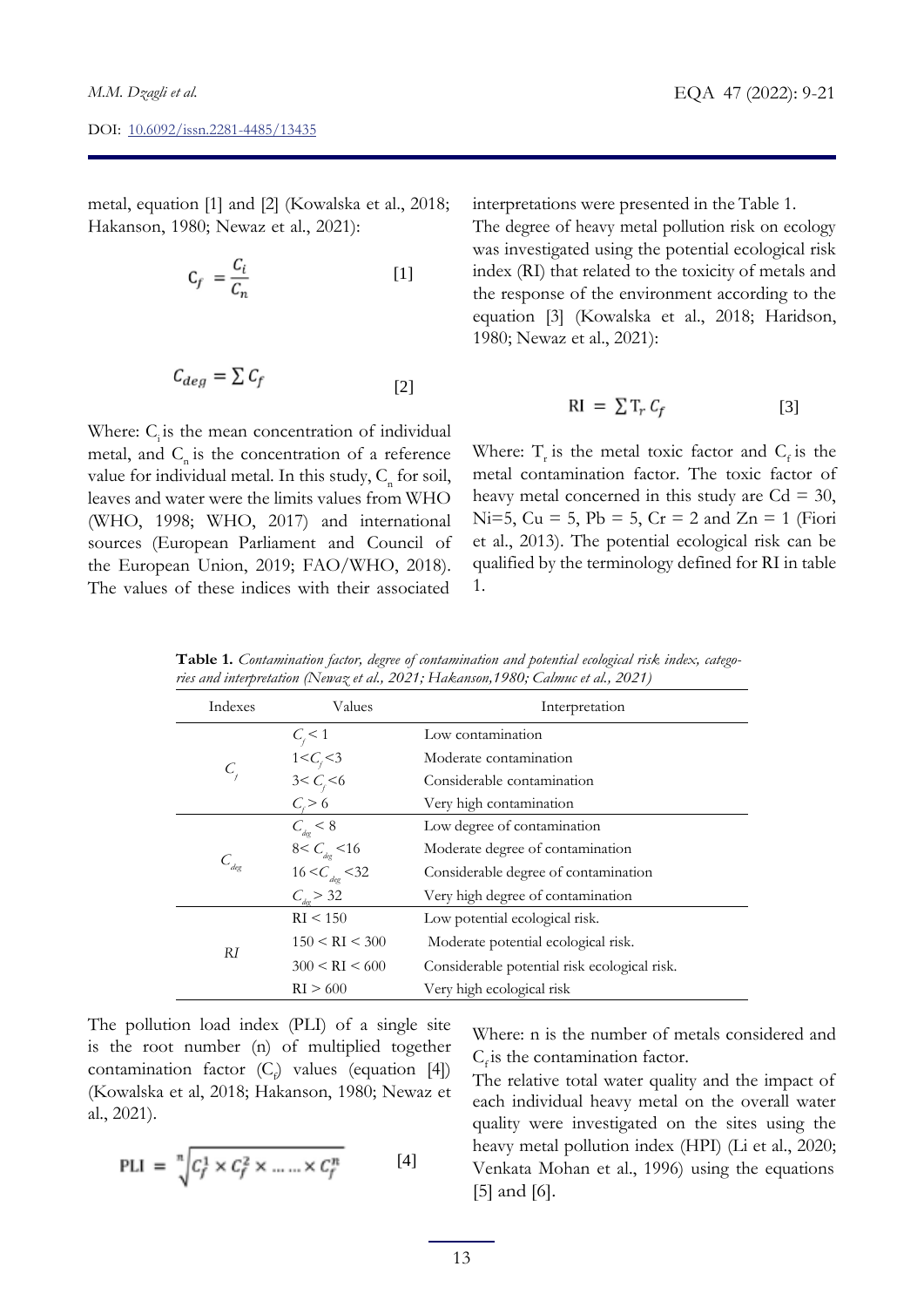metal, equation [1] and [2] (Kowalska et al., 2018; Hakanson, 1980; Newaz et al., 2021):

$$C_f = \frac{C_i}{C_n} \quad [1]$$

$$C_{deg} = \sum C_f \quad [2]$$

Where: $C_i$ is the mean concentration of individual metal, and $C_n$ is the concentration of a reference value for individual metal. In this study, $C_n$ for soil, leaves and water were the limits values from WHO (WHO, 1998; WHO, 2017) and international sources (European Parliament and Council of the European Union, 2019; FAO/WHO, 2018). The values of these indices with their associated interpretations were presented in the Table 1.

The degree of heavy metal pollution risk on ecology was investigated using the potential ecological risk index (RI) that related to the toxicity of metals and the response of the environment according to the equation [3] (Kowalska et al., 2018; Haridson, 1980; Newaz et al., 2021):

$$RI = \sum T_r \, C_f \quad [3]$$

Where: $T_r$ is the metal toxic factor and $C_f$ is the metal contamination factor. The toxic factor of heavy metal concerned in this study are Cd = 30, Ni=5, Cu = 5, Pb = 5, Cr = 2 and Zn = 1 (Fiori et al., 2013). The potential ecological risk can be qualified by the terminology defined for RI in table 1.

**Table 1.** *Contamination factor, degree of contamination and potential ecological risk index, categories and interpretation (Newaz et al., 2021; Hakanson,1980; Calmuc et al., 2021)*

| Indexes | Values | Interpretation |
|---|---|---|
| $C_f$ | $C_f < 1$ | Low contamination |
| | $1 < C_f < 3$ | Moderate contamination |
| | $3 < C_f < 6$ | Considerable contamination |
| | $C_f > 6$ | Very high contamination |
| $C_{deg}$ | $C_{deg} < 8$ | Low degree of contamination |
| | $8 < C_{deg} < 16$ | Moderate degree of contamination |
| | $16 < C_{deg} < 32$ | Considerable degree of contamination |
| | $C_{deg} > 32$ | Very high degree of contamination |
| *RI* | RI < 150 | Low potential ecological risk. |
| | 150 < RI < 300 | Moderate potential ecological risk. |
| | 300 < RI < 600 | Considerable potential risk ecological risk. |
| | RI > 600 | Very high ecological risk |

The pollution load index (PLI) of a single site is the root number (n) of multiplied together contamination factor ($C_f$) values (equation [4]) (Kowalska et al, 2018; Hakanson, 1980; Newaz et al., 2021).

$$PLI = \sqrt[n]{C_f^1 \times C_f^2 \times \dots \dots \times C_f^n} \quad [4]$$

Where: n is the number of metals considered and $C_f$ is the contamination factor.

The relative total water quality and the impact of each individual heavy metal on the overall water quality were investigated on the sites using the heavy metal pollution index (HPI) (Li et al., 2020; Venkata Mohan et al., 1996) using the equations [5] and [6].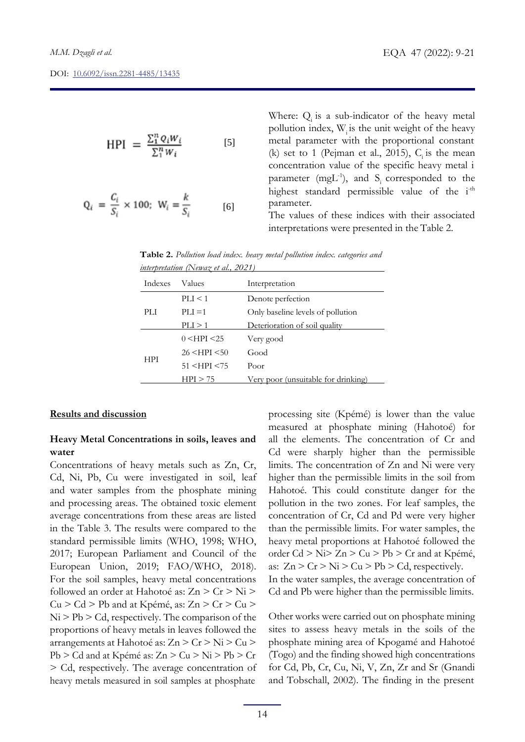$$\text{HPI} = \frac{\sum_1^n Q_i W_i}{\sum_1^n W_i} \qquad [5]$$

$$Q_i = \frac{C_i}{S_i} \times 100; \; W_i = \frac{k}{S_i} \qquad [6]$$

Where: $Q_i$ is a sub-indicator of the heavy metal pollution index, $W_i$ is the unit weight of the heavy metal parameter with the proportional constant (k) set to 1 (Pejman et al., 2015), $C_i$ is the mean concentration value of the specific heavy metal i parameter ($mgL^{-1}$), and $S_i$ corresponded to the highest standard permissible value of the i-th parameter.

The values of these indices with their associated interpretations were presented in the Table 2.

**Table 2.** *Pollution load index. heavy metal pollution index. categories and interpretation (Newaz et al., 2021)*

| Indexes | Values | Interpretation |
|---|---|---|
| PLI | PLI < 1 | Denote perfection |
| | PLI =1 | Only baseline levels of pollution |
| | PLI > 1 | Deterioration of soil quality |
| HPI | 0 <HPI <25 | Very good |
| | 26 <HPI <50 | Good |
| | 51 <HPI <75 | Poor |
| | HPI > 75 | Very poor (unsuitable for drinking) |

## Results and discussion

### Heavy Metal Concentrations in soils, leaves and water

Concentrations of heavy metals such as Zn, Cr, Cd, Ni, Pb, Cu were investigated in soil, leaf and water samples from the phosphate mining and processing areas. The obtained toxic element average concentrations from these areas are listed in the Table 3. The results were compared to the standard permissible limits (WHO, 1998; WHO, 2017; European Parliament and Council of the European Union, 2019; FAO/WHO, 2018). For the soil samples, heavy metal concentrations followed an order at Hahotoé as: Zn > Cr > Ni > Cu > Cd > Pb and at Kpémé, as: Zn > Cr > Cu > Ni > Pb > Cd, respectively. The comparison of the proportions of heavy metals in leaves followed the arrangements at Hahotoé as: Zn > Cr > Ni > Cu > Pb > Cd and at Kpémé as: Zn > Cu > Ni > Pb > Cr > Cd, respectively. The average concentration of heavy metals measured in soil samples at phosphate processing site (Kpémé) is lower than the value measured at phosphate mining (Hahotoé) for all the elements. The concentration of Cr and Cd were sharply higher than the permissible limits. The concentration of Zn and Ni were very higher than the permissible limits in the soil from Hahotoé. This could constitute danger for the pollution in the two zones. For leaf samples, the concentration of Cr, Cd and Pd were very higher than the permissible limits. For water samples, the heavy metal proportions at Hahotoé followed the order Cd > Ni> Zn > Cu > Pb > Cr and at Kpémé, as: Zn > Cr > Ni > Cu > Pb > Cd, respectively.

In the water samples, the average concentration of Cd and Pb were higher than the permissible limits.

Other works were carried out on phosphate mining sites to assess heavy metals in the soils of the phosphate mining area of Kpogamé and Hahotoé (Togo) and the finding showed high concentrations for Cd, Pb, Cr, Cu, Ni, V, Zn, Zr and Sr (Gnandi and Tobschall, 2002). The finding in the present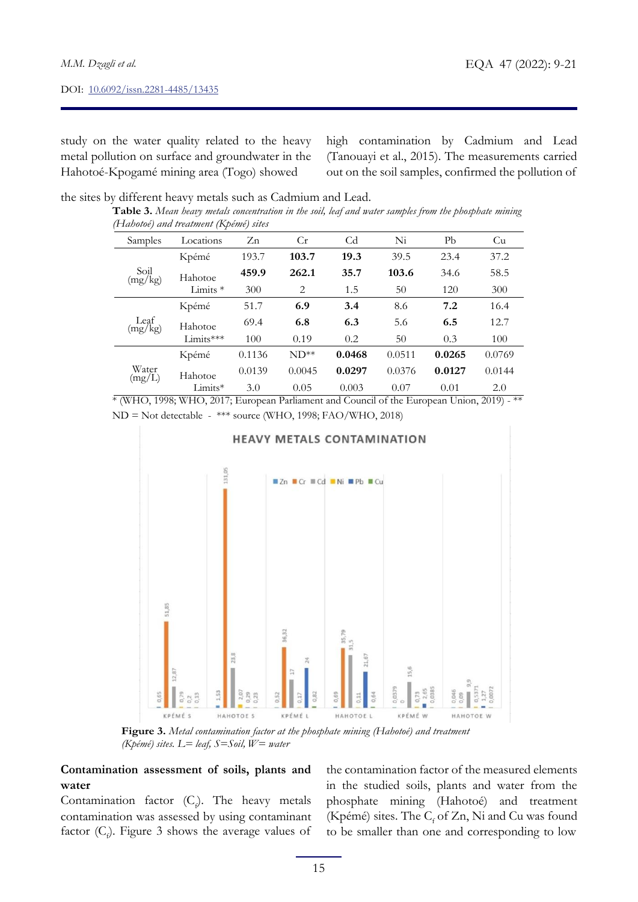study on the water quality related to the heavy metal pollution on surface and groundwater in the Hahotoé-Kpogamé mining area (Togo) showed high contamination by Cadmium and Lead (Tanouayi et al., 2015). The measurements carried out on the soil samples, confirmed the pollution of the sites by different heavy metals such as Cadmium and Lead.

**Table 3.** *Mean heavy metals concentration in the soil, leaf and water samples from the phosphate mining (Hahotoé) and treatment (Kpémé) sites*

| Samples | Locations | Zn | Cr | Cd | Ni | Pb | Cu |
|---|---|---|---|---|---|---|---|
| Soil (mg/kg) | Kpémé | 193.7 | **103.7** | **19.3** | 39.5 | 23.4 | 37.2 |
| | Hahotoe | **459.9** | **262.1** | **35.7** | **103.6** | 34.6 | 58.5 |
| | Limits * | 300 | 2 | 1.5 | 50 | 120 | 300 |
| Leaf (mg/kg) | Kpémé | 51.7 | **6.9** | **3.4** | 8.6 | **7.2** | 16.4 |
| | Hahotoe | 69.4 | **6.8** | **6.3** | 5.6 | **6.5** | 12.7 |
| | Limits*** | 100 | 0.19 | 0.2 | 50 | 0.3 | 100 |
| Water (mg/L) | Kpémé | 0.1136 | ND** | **0.0468** | 0.0511 | **0.0265** | 0.0769 |
| | Hahotoe | 0.0139 | 0.0045 | **0.0297** | 0.0376 | **0.0127** | 0.0144 |
| | Limits* | 3.0 | 0.05 | 0.003 | 0.07 | 0.01 | 2.0 |

* (WHO, 1998; WHO, 2017; European Parliament and Council of the European Union, 2019) - ** ND = Not detectable - *** source (WHO, 1998; FAO/WHO, 2018)

**Figure 3.** *Metal contamination factor at the phosphate mining (Hahotoé) and treatment (Kpémé) sites. L= leaf, S=Soil, W= water*

## Contamination assessment of soils, plants and water

Contamination factor ($C_f$). The heavy metals contamination was assessed by using contaminant factor ($C_f$). Figure 3 shows the average values of the contamination factor of the measured elements in the studied soils, plants and water from the phosphate mining (Hahotoé) and treatment (Kpémé) sites. The $C_f$ of Zn, Ni and Cu was found to be smaller than one and corresponding to low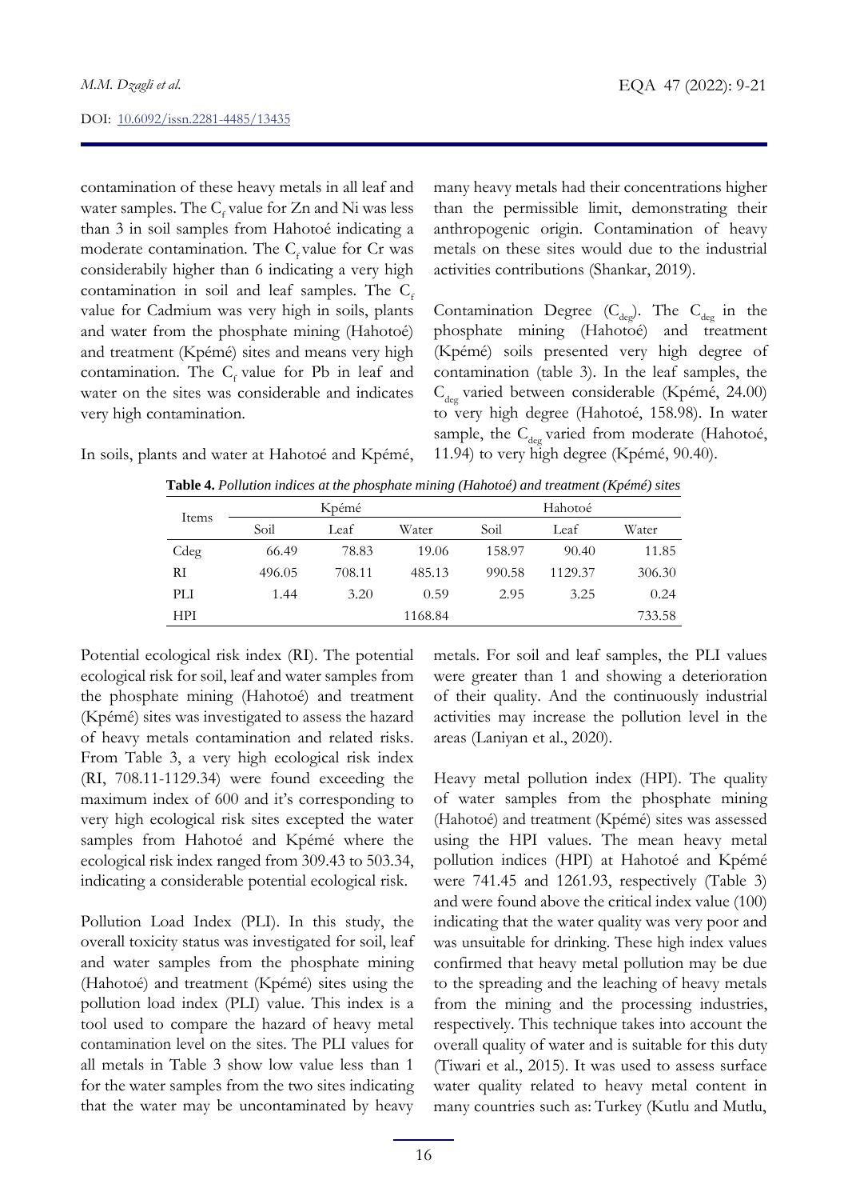contamination of these heavy metals in all leaf and water samples. The $C_f$ value for Zn and Ni was less than 3 in soil samples from Hahotoé indicating a moderate contamination. The $C_f$ value for Cr was considerabily higher than 6 indicating a very high contamination in soil and leaf samples. The $C_f$ value for Cadmium was very high in soils, plants and water from the phosphate mining (Hahotoé) and treatment (Kpémé) sites and means very high contamination. The $C_f$ value for Pb in leaf and water on the sites was considerable and indicates very high contamination.

In soils, plants and water at Hahotoé and Kpémé, many heavy metals had their concentrations higher than the permissible limit, demonstrating their anthropogenic origin. Contamination of heavy metals on these sites would due to the industrial activities contributions (Shankar, 2019).

Contamination Degree ($C_{deg}$). The $C_{deg}$ in the phosphate mining (Hahotoé) and treatment (Kpémé) soils presented very high degree of contamination (table 3). In the leaf samples, the $C_{deg}$ varied between considerable (Kpémé, 24.00) to very high degree (Hahotoé, 158.98). In water sample, the $C_{deg}$ varied from moderate (Hahotoé, 11.94) to very high degree (Kpémé, 90.40).

**Table 4.** *Pollution indices at the phosphate mining (Hahotoé) and treatment (Kpémé) sites*

| Items | Kpémé | | | Hahotoé | | |
|---|---|---|---|---|---|---|
| | Soil | Leaf | Water | Soil | Leaf | Water |
| Cdeg | 66.49 | 78.83 | 19.06 | 158.97 | 90.40 | 11.85 |
| RI | 496.05 | 708.11 | 485.13 | 990.58 | 1129.37 | 306.30 |
| PLI | 1.44 | 3.20 | 0.59 | 2.95 | 3.25 | 0.24 |
| HPI | | | 1168.84 | | | 733.58 |

Potential ecological risk index (RI). The potential ecological risk for soil, leaf and water samples from the phosphate mining (Hahotoé) and treatment (Kpémé) sites was investigated to assess the hazard of heavy metals contamination and related risks. From Table 3, a very high ecological risk index (RI, 708.11-1129.34) were found exceeding the maximum index of 600 and it's corresponding to very high ecological risk sites excepted the water samples from Hahotoé and Kpémé where the ecological risk index ranged from 309.43 to 503.34, indicating a considerable potential ecological risk.

Pollution Load Index (PLI). In this study, the overall toxicity status was investigated for soil, leaf and water samples from the phosphate mining (Hahotoé) and treatment (Kpémé) sites using the pollution load index (PLI) value. This index is a tool used to compare the hazard of heavy metal contamination level on the sites. The PLI values for all metals in Table 3 show low value less than 1 for the water samples from the two sites indicating that the water may be uncontaminated by heavy metals. For soil and leaf samples, the PLI values were greater than 1 and showing a deterioration of their quality. And the continuously industrial activities may increase the pollution level in the areas (Laniyan et al., 2020).

Heavy metal pollution index (HPI). The quality of water samples from the phosphate mining (Hahotoé) and treatment (Kpémé) sites was assessed using the HPI values. The mean heavy metal pollution indices (HPI) at Hahotoé and Kpémé were 741.45 and 1261.93, respectively (Table 3) and were found above the critical index value (100) indicating that the water quality was very poor and was unsuitable for drinking. These high index values confirmed that heavy metal pollution may be due to the spreading and the leaching of heavy metals from the mining and the processing industries, respectively. This technique takes into account the overall quality of water and is suitable for this duty (Tiwari et al., 2015). It was used to assess surface water quality related to heavy metal content in many countries such as: Turkey (Kutlu and Mutlu,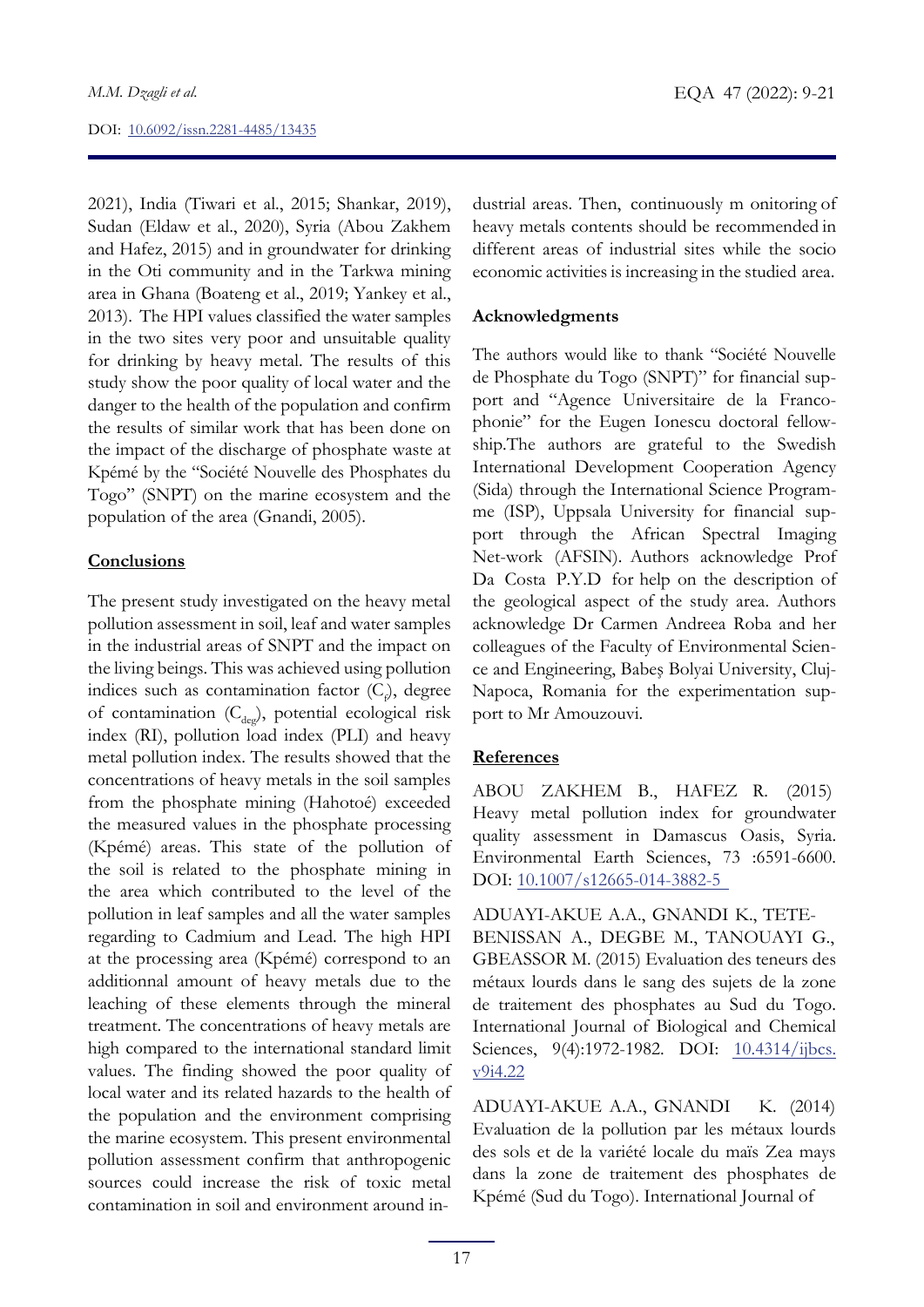2021), India (Tiwari et al., 2015; Shankar, 2019), Sudan (Eldaw et al., 2020), Syria (Abou Zakhem and Hafez, 2015) and in groundwater for drinking in the Oti community and in the Tarkwa mining area in Ghana (Boateng et al., 2019; Yankey et al., 2013). The HPI values classified the water samples in the two sites very poor and unsuitable quality for drinking by heavy metal. The results of this study show the poor quality of local water and the danger to the health of the population and confirm the results of similar work that has been done on the impact of the discharge of phosphate waste at Kpémé by the "Société Nouvelle des Phosphates du Togo" (SNPT) on the marine ecosystem and the population of the area (Gnandi, 2005).

## Conclusions

The present study investigated on the heavy metal pollution assessment in soil, leaf and water samples in the industrial areas of SNPT and the impact on the living beings. This was achieved using pollution indices such as contamination factor ($C_f$), degree of contamination ($C_{deg}$), potential ecological risk index (RI), pollution load index (PLI) and heavy metal pollution index. The results showed that the concentrations of heavy metals in the soil samples from the phosphate mining (Hahotoé) exceeded the measured values in the phosphate processing (Kpémé) areas. This state of the pollution of the soil is related to the phosphate mining in the area which contributed to the level of the pollution in leaf samples and all the water samples regarding to Cadmium and Lead. The high HPI at the processing area (Kpémé) correspond to an additionnal amount of heavy metals due to the leaching of these elements through the mineral treatment. The concentrations of heavy metals are high compared to the international standard limit values. The finding showed the poor quality of local water and its related hazards to the health of the population and the environment comprising the marine ecosystem. This present environmental pollution assessment confirm that anthropogenic sources could increase the risk of toxic metal contamination in soil and environment around industrial areas. Then, continuously m onitoring of heavy metals contents should be recommended in different areas of industrial sites while the socio economic activities is increasing in the studied area.

## Acknowledgments

The authors would like to thank "Société Nouvelle de Phosphate du Togo (SNPT)" for financial support and "Agence Universitaire de la Francophonie" for the Eugen Ionescu doctoral fellowship.The authors are grateful to the Swedish International Development Cooperation Agency (Sida) through the International Science Programme (ISP), Uppsala University for financial support through the African Spectral Imaging Net-work (AFSIN). Authors acknowledge Prof Da Costa P.Y.D for help on the description of the geological aspect of the study area. Authors acknowledge Dr Carmen Andreea Roba and her colleagues of the Faculty of Environmental Science and Engineering, Babeş Bolyai University, Cluj-Napoca, Romania for the experimentation support to Mr Amouzouvi.

## References

ABOU ZAKHEM B., HAFEZ R. (2015) Heavy metal pollution index for groundwater quality assessment in Damascus Oasis, Syria. Environmental Earth Sciences, 73 :6591-6600. DOI: 10.1007/s12665-014-3882-5

ADUAYI-AKUE A.A., GNANDI K., TETE-BENISSAN A., DEGBE M., TANOUAYI G., GBEASSOR M. (2015) Evaluation des teneurs des métaux lourds dans le sang des sujets de la zone de traitement des phosphates au Sud du Togo. International Journal of Biological and Chemical Sciences, 9(4):1972-1982. DOI: 10.4314/ijbcs.v9i4.22

ADUAYI-AKUE A.A., GNANDI K. (2014) Evaluation de la pollution par les métaux lourds des sols et de la variété locale du maïs Zea mays dans la zone de traitement des phosphates de Kpémé (Sud du Togo). International Journal of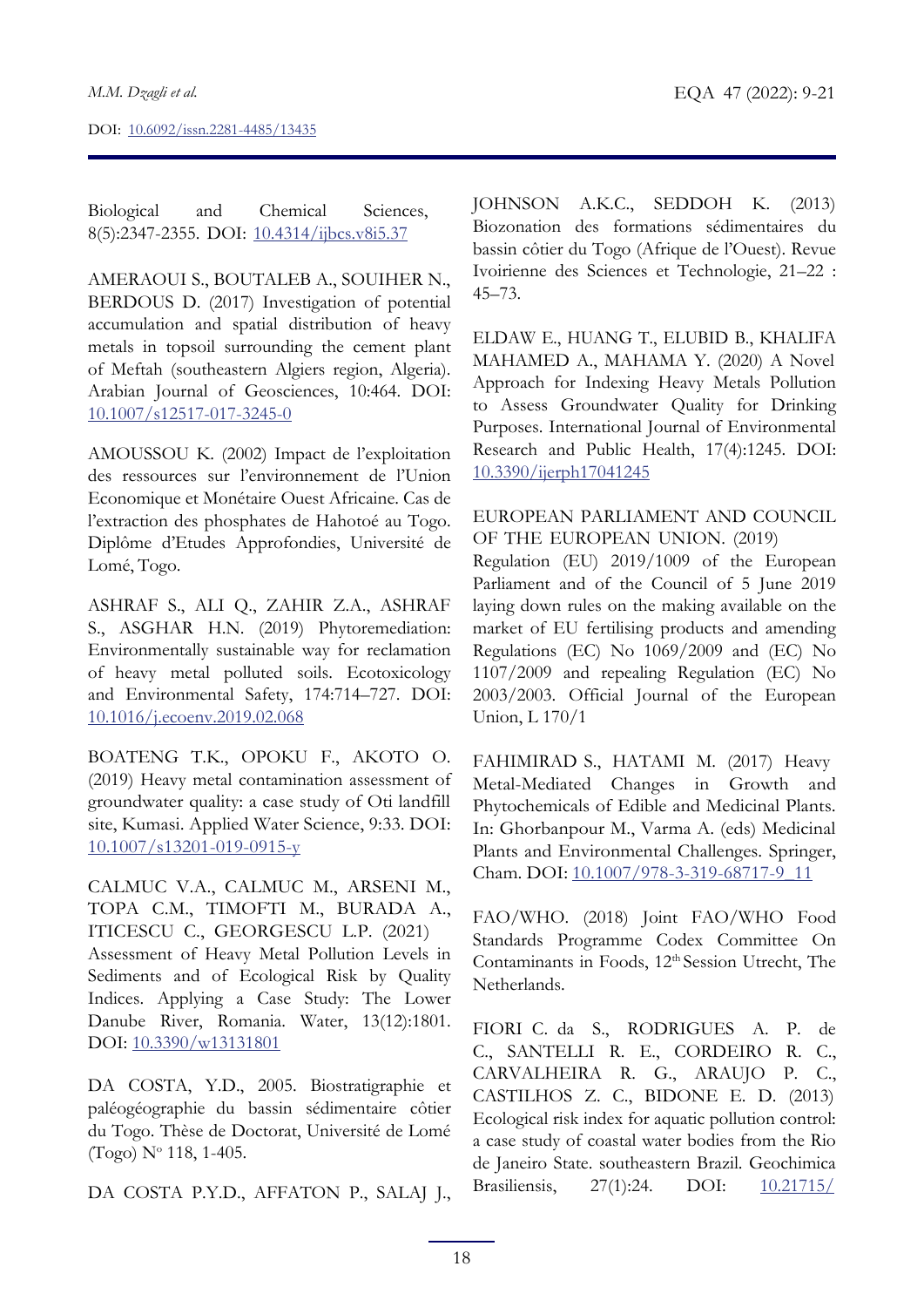Biological and Chemical Sciences, 8(5):2347-2355. DOI: [10.4314/ijbcs.v8i5.37](https://doi.org/10.4314/ijbcs.v8i5.37)

AMERAOUI S., BOUTALEB A., SOUIHER N., BERDOUS D. (2017) Investigation of potential accumulation and spatial distribution of heavy metals in topsoil surrounding the cement plant of Meftah (southeastern Algiers region, Algeria). Arabian Journal of Geosciences, 10:464. DOI: [10.1007/s12517-017-3245-0](https://doi.org/10.1007/s12517-017-3245-0)

AMOUSSOU K. (2002) Impact de l'exploitation des ressources sur l'environnement de l'Union Economique et Monétaire Ouest Africaine. Cas de l'extraction des phosphates de Hahotoé au Togo. Diplôme d'Etudes Approfondies, Université de Lomé, Togo.

ASHRAF S., ALI Q., ZAHIR Z.A., ASHRAF S., ASGHAR H.N. (2019) Phytoremediation: Environmentally sustainable way for reclamation of heavy metal polluted soils. Ecotoxicology and Environmental Safety, 174:714–727. DOI: [10.1016/j.ecoenv.2019.02.068](https://doi.org/10.1016/j.ecoenv.2019.02.068)

BOATENG T.K., OPOKU F., AKOTO O. (2019) Heavy metal contamination assessment of groundwater quality: a case study of Oti landfill site, Kumasi. Applied Water Science, 9:33. DOI: [10.1007/s13201-019-0915-y](https://doi.org/10.1007/s13201-019-0915-y)

CALMUC V.A., CALMUC M., ARSENI M., TOPA C.M., TIMOFTI M., BURADA A., ITICESCU C., GEORGESCU L.P. (2021) Assessment of Heavy Metal Pollution Levels in Sediments and of Ecological Risk by Quality Indices. Applying a Case Study: The Lower Danube River, Romania. Water, 13(12):1801. DOI: [10.3390/w13131801](https://doi.org/10.3390/w13131801)

DA COSTA, Y.D., 2005. Biostratigraphie et paléogéographie du bassin sédimentaire côtier du Togo. Thèse de Doctorat, Université de Lomé (Togo) N° 118, 1-405.

DA COSTA P.Y.D., AFFATON P., SALAJ J., JOHNSON A.K.C., SEDDOH K. (2013) Biozonation des formations sédimentaires du bassin côtier du Togo (Afrique de l'Ouest). Revue Ivoirienne des Sciences et Technologie, 21–22 : 45–73.

ELDAW E., HUANG T., ELUBID B., KHALIFA MAHAMED A., MAHAMA Y. (2020) A Novel Approach for Indexing Heavy Metals Pollution to Assess Groundwater Quality for Drinking Purposes. International Journal of Environmental Research and Public Health, 17(4):1245. DOI: [10.3390/ijerph17041245](https://doi.org/10.3390/ijerph17041245)

EUROPEAN PARLIAMENT AND COUNCIL OF THE EUROPEAN UNION. (2019) Regulation (EU) 2019/1009 of the European Parliament and of the Council of 5 June 2019 laying down rules on the making available on the market of EU fertilising products and amending Regulations (EC) No 1069/2009 and (EC) No 1107/2009 and repealing Regulation (EC) No 2003/2003. Official Journal of the European Union, L 170/1

FAHIMIRAD S., HATAMI M. (2017) Heavy Metal-Mediated Changes in Growth and Phytochemicals of Edible and Medicinal Plants. In: Ghorbanpour M., Varma A. (eds) Medicinal Plants and Environmental Challenges. Springer, Cham. DOI: [10.1007/978-3-319-68717-9_11](https://doi.org/10.1007/978-3-319-68717-9_11)

FAO/WHO. (2018) Joint FAO/WHO Food Standards Programme Codex Committee On Contaminants in Foods, 12th Session Utrecht, The Netherlands.

FIORI C. da S., RODRIGUES A. P. de C., SANTELLI R. E., CORDEIRO R. C., CARVALHEIRA R. G., ARAUJO P. C., CASTILHOS Z. C., BIDONE E. D. (2013) Ecological risk index for aquatic pollution control: a case study of coastal water bodies from the Rio de Janeiro State. southeastern Brazil. Geochimica Brasiliensis, 27(1):24. DOI: 10.21715/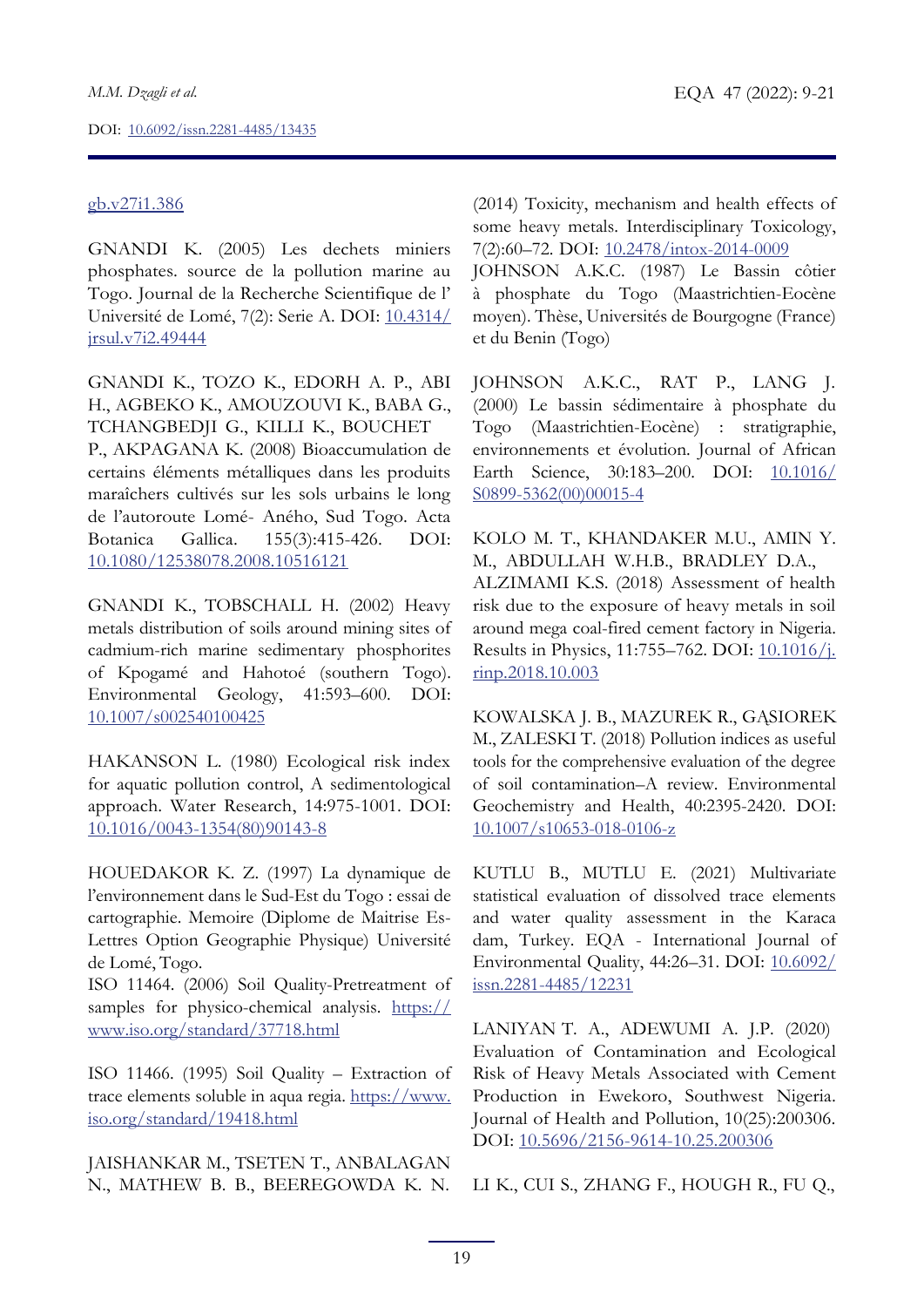gb.v27i1.386

GNANDI K. (2005) Les dechets miniers phosphates. source de la pollution marine au Togo. Journal de la Recherche Scientifique de l' Université de Lomé, 7(2): Serie A. DOI: 10.4314/jrsul.v7i2.49444

GNANDI K., TOZO K., EDORH A. P., ABI H., AGBEKO K., AMOUZOUVI K., BABA G., TCHANGBEDJI G., KILLI K., BOUCHET P., AKPAGANA K. (2008) Bioaccumulation de certains éléments métalliques dans les produits maraîchers cultivés sur les sols urbains le long de l'autoroute Lomé- Aného, Sud Togo. Acta Botanica Gallica. 155(3):415-426. DOI: 10.1080/12538078.2008.10516121

GNANDI K., TOBSCHALL H. (2002) Heavy metals distribution of soils around mining sites of cadmium-rich marine sedimentary phosphorites of Kpogamé and Hahotoé (southern Togo). Environmental Geology, 41:593–600. DOI: 10.1007/s002540100425

HAKANSON L. (1980) Ecological risk index for aquatic pollution control, A sedimentological approach. Water Research, 14:975-1001. DOI: 10.1016/0043-1354(80)90143-8

HOUEDAKOR K. Z. (1997) La dynamique de l'environnement dans le Sud-Est du Togo : essai de cartographie. Memoire (Diplome de Maitrise Es-Lettres Option Geographie Physique) Université de Lomé, Togo.

ISO 11464. (2006) Soil Quality-Pretreatment of samples for physico-chemical analysis. https://www.iso.org/standard/37718.html

ISO 11466. (1995) Soil Quality – Extraction of trace elements soluble in aqua regia. https://www.iso.org/standard/19418.html

JAISHANKAR M., TSETEN T., ANBALAGAN N., MATHEW B. B., BEEREGOWDA K. N. (2014) Toxicity, mechanism and health effects of some heavy metals. Interdisciplinary Toxicology, 7(2):60–72. DOI: 10.2478/intox-2014-0009

JOHNSON A.K.C. (1987) Le Bassin côtier à phosphate du Togo (Maastrichtien-Eocène moyen). Thèse, Universités de Bourgogne (France) et du Benin (Togo)

JOHNSON A.K.C., RAT P., LANG J. (2000) Le bassin sédimentaire à phosphate du Togo (Maastrichtien-Eocène) : stratigraphie, environnements et évolution. Journal of African Earth Science, 30:183–200. DOI: 10.1016/S0899-5362(00)00015-4

KOLO M. T., KHANDAKER M.U., AMIN Y. M., ABDULLAH W.H.B., BRADLEY D.A., ALZIMAMI K.S. (2018) Assessment of health risk due to the exposure of heavy metals in soil around mega coal-fired cement factory in Nigeria. Results in Physics, 11:755–762. DOI: 10.1016/j.rinp.2018.10.003

KOWALSKA J. B., MAZUREK R., GĄSIOREK M., ZALESKI T. (2018) Pollution indices as useful tools for the comprehensive evaluation of the degree of soil contamination–A review. Environmental Geochemistry and Health, 40:2395-2420. DOI: 10.1007/s10653-018-0106-z

KUTLU B., MUTLU E. (2021) Multivariate statistical evaluation of dissolved trace elements and water quality assessment in the Karaca dam, Turkey. EQA - International Journal of Environmental Quality, 44:26–31. DOI: 10.6092/issn.2281-4485/12231

LANIYAN T. A., ADEWUMI A. J.P. (2020) Evaluation of Contamination and Ecological Risk of Heavy Metals Associated with Cement Production in Ewekoro, Southwest Nigeria. Journal of Health and Pollution, 10(25):200306. DOI: 10.5696/2156-9614-10.25.200306

LI K., CUI S., ZHANG F., HOUGH R., FU Q.,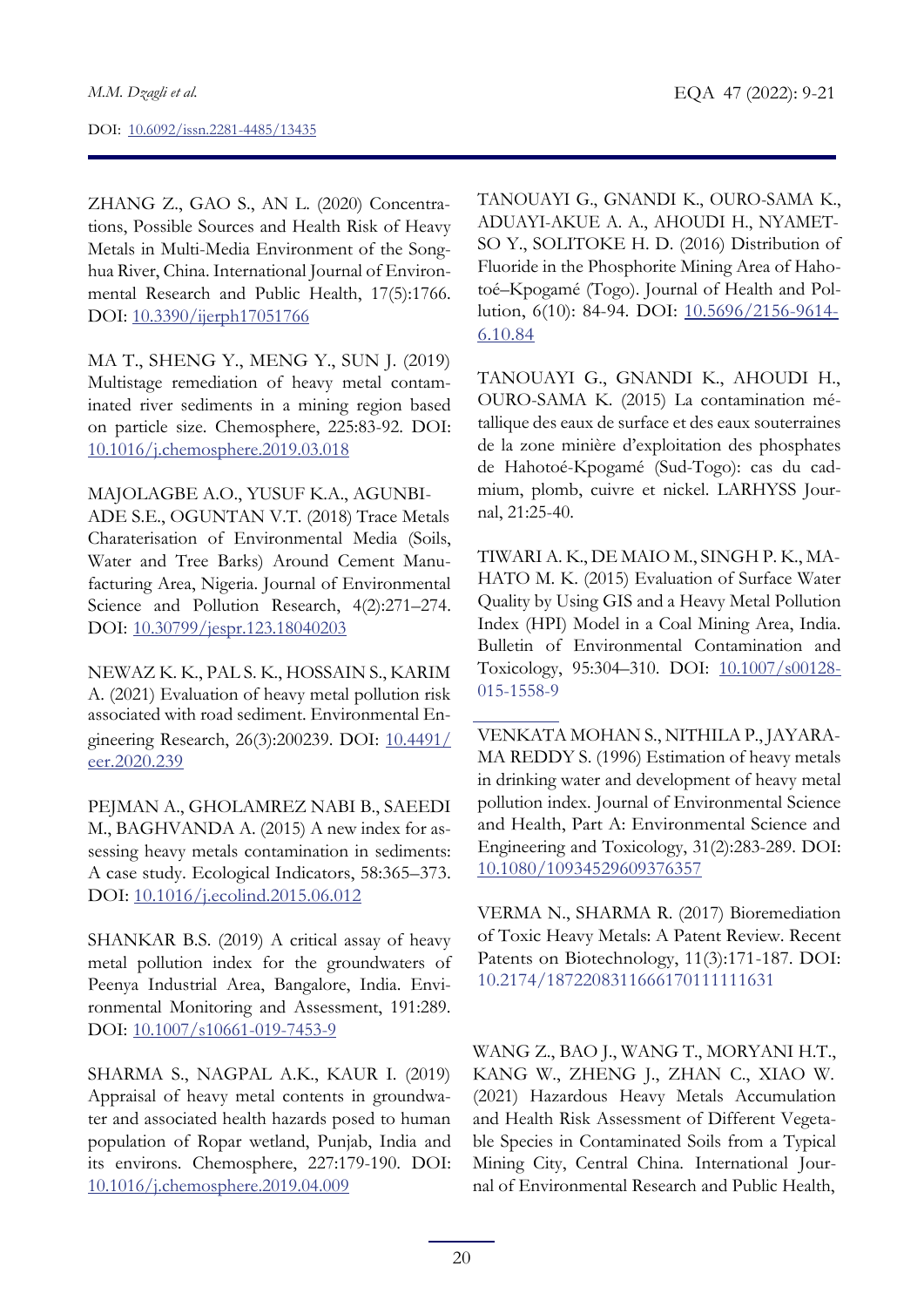ZHANG Z., GAO S., AN L. (2020) Concentrations, Possible Sources and Health Risk of Heavy Metals in Multi-Media Environment of the Songhua River, China. International Journal of Environmental Research and Public Health, 17(5):1766. DOI: 10.3390/ijerph17051766

MA T., SHENG Y., MENG Y., SUN J. (2019) Multistage remediation of heavy metal contaminated river sediments in a mining region based on particle size. Chemosphere, 225:83-92. DOI: 10.1016/j.chemosphere.2019.03.018

MAJOLAGBE A.O., YUSUF K.A., AGUNBIADE S.E., OGUNTAN V.T. (2018) Trace Metals Charaterisation of Environmental Media (Soils, Water and Tree Barks) Around Cement Manufacturing Area, Nigeria. Journal of Environmental Science and Pollution Research, 4(2):271–274. DOI: 10.30799/jespr.123.18040203

NEWAZ K. K., PAL S. K., HOSSAIN S., KARIM A. (2021) Evaluation of heavy metal pollution risk associated with road sediment. Environmental Engineering Research, 26(3):200239. DOI: 10.4491/eer.2020.239

PEJMAN A., GHOLAMREZ NABI B., SAEEDI M., BAGHVANDA A. (2015) A new index for assessing heavy metals contamination in sediments: A case study. Ecological Indicators, 58:365–373. DOI: 10.1016/j.ecolind.2015.06.012

SHANKAR B.S. (2019) A critical assay of heavy metal pollution index for the groundwaters of Peenya Industrial Area, Bangalore, India. Environmental Monitoring and Assessment, 191:289. DOI: 10.1007/s10661-019-7453-9

SHARMA S., NAGPAL A.K., KAUR I. (2019) Appraisal of heavy metal contents in groundwater and associated health hazards posed to human population of Ropar wetland, Punjab, India and its environs. Chemosphere, 227:179-190. DOI: 10.1016/j.chemosphere.2019.04.009

TANOUAYI G., GNANDI K., OURO-SAMA K., ADUAYI-AKUE A. A., AHOUDI H., NYAMETSO Y., SOLITOKE H. D. (2016) Distribution of Fluoride in the Phosphorite Mining Area of Hahotoé–Kpogamé (Togo). Journal of Health and Pollution, 6(10): 84-94. DOI: 10.5696/2156-9614-6.10.84

TANOUAYI G., GNANDI K., AHOUDI H., OURO-SAMA K. (2015) La contamination métallique des eaux de surface et des eaux souterraines de la zone minière d'exploitation des phosphates de Hahotoé-Kpogamé (Sud-Togo): cas du cadmium, plomb, cuivre et nickel. LARHYSS Journal, 21:25-40.

TIWARI A. K., DE MAIO M., SINGH P. K., MAHATO M. K. (2015) Evaluation of Surface Water Quality by Using GIS and a Heavy Metal Pollution Index (HPI) Model in a Coal Mining Area, India. Bulletin of Environmental Contamination and Toxicology, 95:304–310. DOI: 10.1007/s00128-015-1558-9

VENKATA MOHAN S., NITHILA P., JAYARAMA REDDY S. (1996) Estimation of heavy metals in drinking water and development of heavy metal pollution index. Journal of Environmental Science and Health, Part A: Environmental Science and Engineering and Toxicology, 31(2):283-289. DOI: 10.1080/10934529609376357

VERMA N., SHARMA R. (2017) Bioremediation of Toxic Heavy Metals: A Patent Review. Recent Patents on Biotechnology, 11(3):171-187. DOI: 10.2174/1872208311666170111111631

WANG Z., BAO J., WANG T., MORYANI H.T., KANG W., ZHENG J., ZHAN C., XIAO W. (2021) Hazardous Heavy Metals Accumulation and Health Risk Assessment of Different Vegetable Species in Contaminated Soils from a Typical Mining City, Central China. International Journal of Environmental Research and Public Health,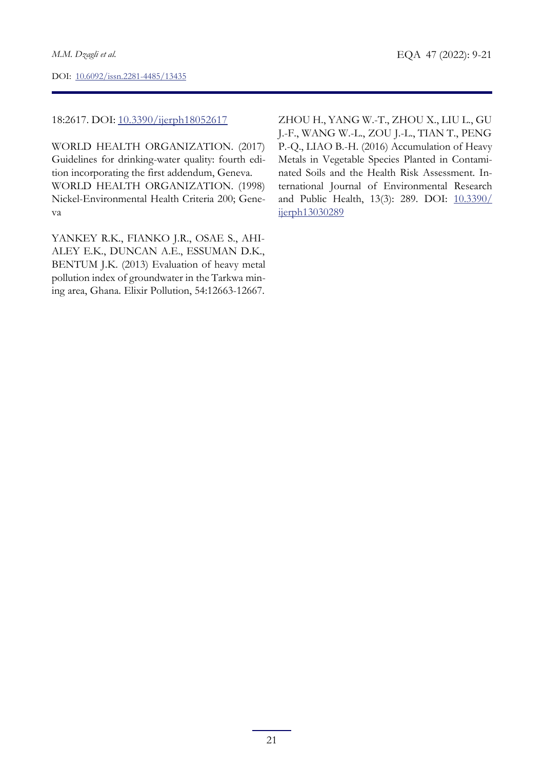18:2617. DOI: 10.3390/ijerph18052617

WORLD HEALTH ORGANIZATION. (2017) Guidelines for drinking-water quality: fourth edition incorporating the first addendum, Geneva.
WORLD HEALTH ORGANIZATION. (1998) Nickel-Environmental Health Criteria 200; Geneva

YANKEY R.K., FIANKO J.R., OSAE S., AHIALEY E.K., DUNCAN A.E., ESSUMAN D.K., BENTUM J.K. (2013) Evaluation of heavy metal pollution index of groundwater in the Tarkwa mining area, Ghana. Elixir Pollution, 54:12663-12667.

ZHOU H., YANG W.-T., ZHOU X., LIU L., GU J.-F., WANG W.-L., ZOU J.-L., TIAN T., PENG P.-Q., LIAO B.-H. (2016) Accumulation of Heavy Metals in Vegetable Species Planted in Contaminated Soils and the Health Risk Assessment. International Journal of Environmental Research and Public Health, 13(3): 289. DOI: 10.3390/ijerph13030289